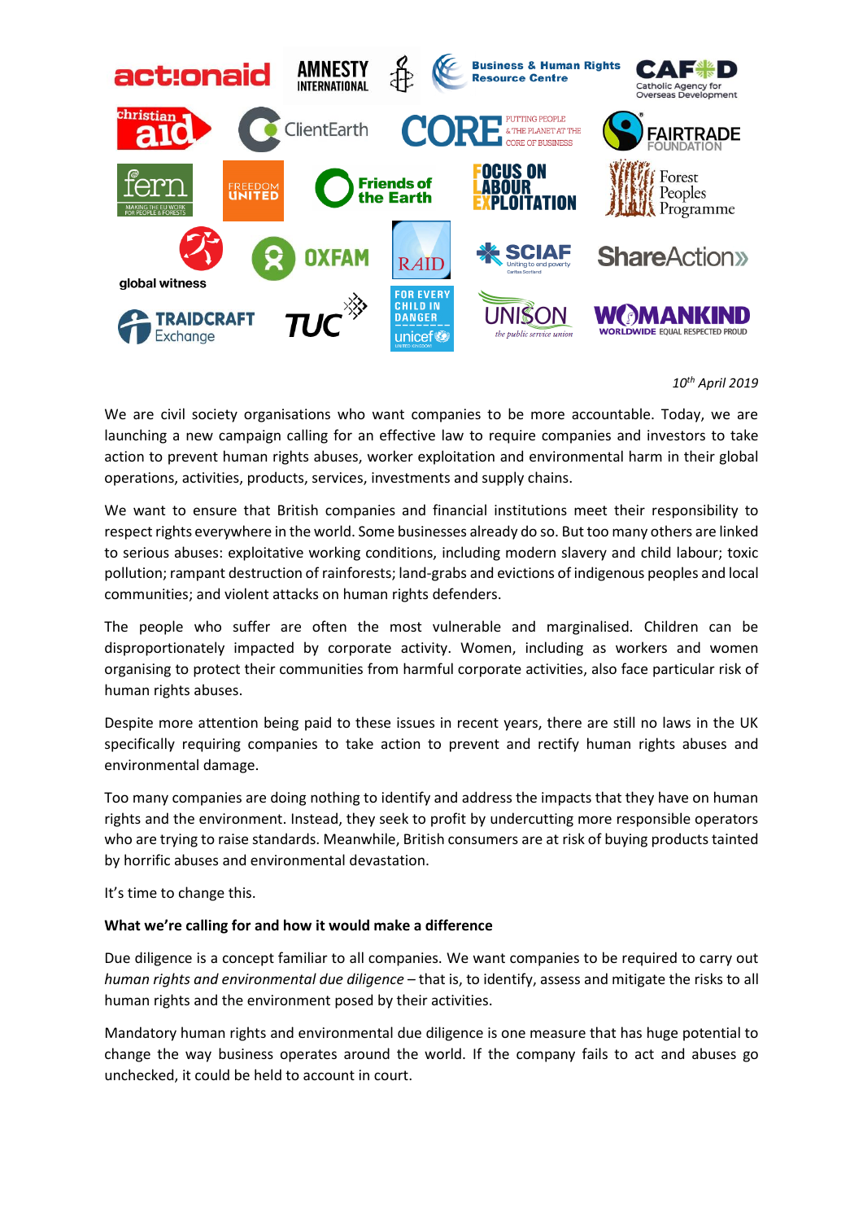*10th April 2019*

We are civil society organisations who want companies to be more accountable. Today, we are launching a new campaign calling for an effective law to require companies and investors to take action to prevent human rights abuses, worker exploitation and environmental harm in their global operations, activities, products, services, investments and supply chains.

We want to ensure that British companies and financial institutions meet their responsibility to respect rights everywhere in the world. Some businesses already do so. But too many others are linked to serious abuses: exploitative working conditions, including modern slavery and child labour; toxic pollution; rampant destruction of rainforests; land-grabs and evictions of indigenous peoples and local communities; and violent attacks on human rights defenders.

The people who suffer are often the most vulnerable and marginalised. Children can be disproportionately impacted by corporate activity. Women, including as workers and women organising to protect their communities from harmful corporate activities, also face particular risk of human rights abuses.

Despite more attention being paid to these issues in recent years, there are still no laws in the UK specifically requiring companies to take action to prevent and rectify human rights abuses and environmental damage.

Too many companies are doing nothing to identify and address the impacts that they have on human rights and the environment. Instead, they seek to profit by undercutting more responsible operators who are trying to raise standards. Meanwhile, British consumers are at risk of buying products tainted by horrific abuses and environmental devastation.

It's time to change this.

**What we're calling for and how it would make a difference**

Due diligence is a concept familiar to all companies. We want companies to be required to carry out *human rights and environmental due diligence* – that is, to identify, assess and mitigate the risks to all human rights and the environment posed by their activities.

Mandatory human rights and environmental due diligence is one measure that has huge potential to change the way business operates around the world. If the company fails to act and abuses go unchecked, it could be held to account in court.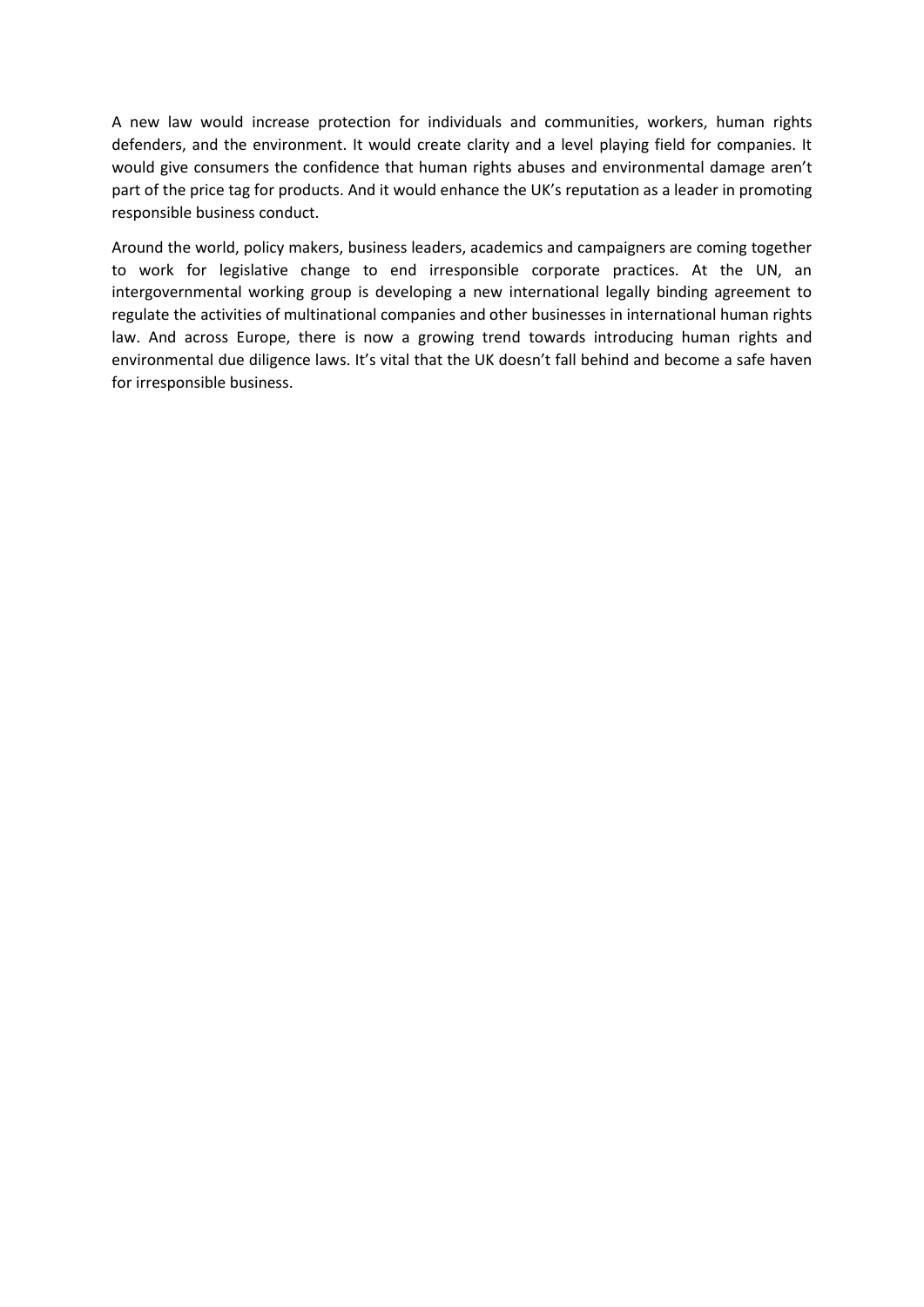A new law would increase protection for individuals and communities, workers, human rights defenders, and the environment. It would create clarity and a level playing field for companies. It would give consumers the confidence that human rights abuses and environmental damage aren't part of the price tag for products. And it would enhance the UK's reputation as a leader in promoting responsible business conduct.

Around the world, policy makers, business leaders, academics and campaigners are coming together to work for legislative change to end irresponsible corporate practices. At the UN, an intergovernmental working group is developing a new international legally binding agreement to regulate the activities of multinational companies and other businesses in international human rights law. And across Europe, there is now a growing trend towards introducing human rights and environmental due diligence laws. It's vital that the UK doesn't fall behind and become a safe haven for irresponsible business.